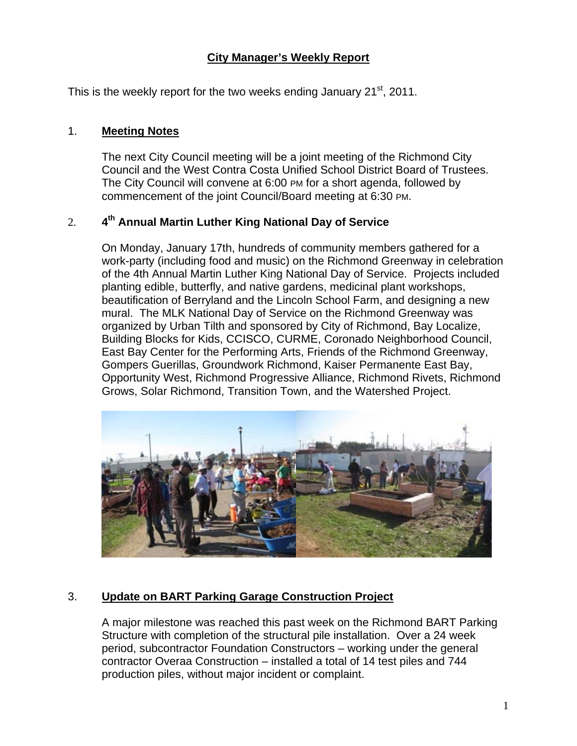# City Manager's Weekly Report

This is the weekly report for the two weeks ending January 21st, 2011.

## 1. Meeting Notes

The next City Council meeting will be a joint meeting of the Richmond City Council and the West Contra Costa Unified School District Board of Trustees. The City Council will convene at 6:00 PM for a short agenda, followed by commencement of the joint Council/Board meeting at 6:30 PM.

## 2. 4th Annual Martin Luther King National Day of Service

On Monday, January 17th, hundreds of community members gathered for a work-party (including food and music) on the Richmond Greenway in celebration of the 4th Annual Martin Luther King National Day of Service. Projects included planting edible, butterfly, and native gardens, medicinal plant workshops, beautification of Berryland and the Lincoln School Farm, and designing a new mural. The MLK National Day of Service on the Richmond Greenway was organized by Urban Tilth and sponsored by City of Richmond, Bay Localize, Building Blocks for Kids, CCISCO, CURME, Coronado Neighborhood Council, East Bay Center for the Performing Arts, Friends of the Richmond Greenway, Gompers Guerillas, Groundwork Richmond, Kaiser Permanente East Bay, Opportunity West, Richmond Progressive Alliance, Richmond Rivets, Richmond Grows, Solar Richmond, Transition Town, and the Watershed Project.

## 3. Update on BART Parking Garage Construction Project

A major milestone was reached this past week on the Richmond BART Parking Structure with completion of the structural pile installation. Over a 24 week period, subcontractor Foundation Constructors – working under the general contractor Overaa Construction – installed a total of 14 test piles and 744 production piles, without major incident or complaint.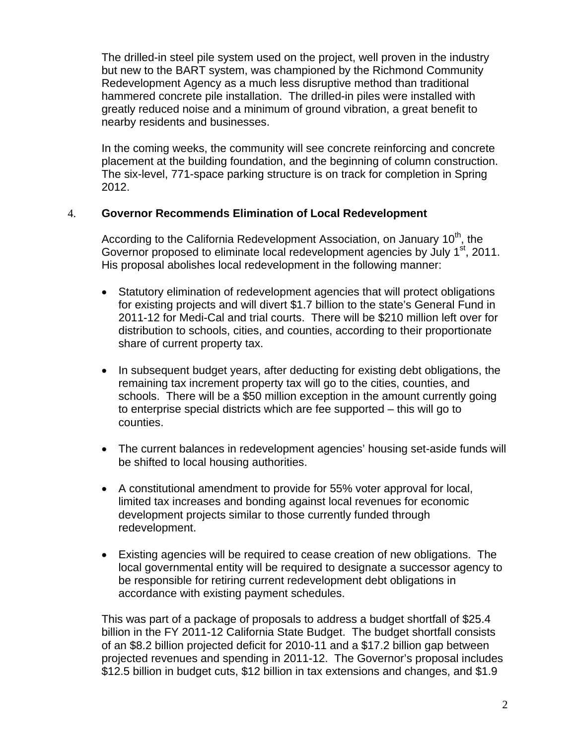The drilled-in steel pile system used on the project, well proven in the industry but new to the BART system, was championed by the Richmond Community Redevelopment Agency as a much less disruptive method than traditional hammered concrete pile installation. The drilled-in piles were installed with greatly reduced noise and a minimum of ground vibration, a great benefit to nearby residents and businesses.

In the coming weeks, the community will see concrete reinforcing and concrete placement at the building foundation, and the beginning of column construction. The six-level, 771-space parking structure is on track for completion in Spring 2012.

4. **Governor Recommends Elimination of Local Redevelopment**

According to the California Redevelopment Association, on January 10th, the Governor proposed to eliminate local redevelopment agencies by July 1st, 2011. His proposal abolishes local redevelopment in the following manner:

- Statutory elimination of redevelopment agencies that will protect obligations for existing projects and will divert $1.7 billion to the state's General Fund in 2011-12 for Medi-Cal and trial courts. There will be $210 million left over for distribution to schools, cities, and counties, according to their proportionate share of current property tax.

- In subsequent budget years, after deducting for existing debt obligations, the remaining tax increment property tax will go to the cities, counties, and schools. There will be a $50 million exception in the amount currently going to enterprise special districts which are fee supported – this will go to counties.

- The current balances in redevelopment agencies' housing set-aside funds will be shifted to local housing authorities.

- A constitutional amendment to provide for 55% voter approval for local, limited tax increases and bonding against local revenues for economic development projects similar to those currently funded through redevelopment.

- Existing agencies will be required to cease creation of new obligations. The local governmental entity will be required to designate a successor agency to be responsible for retiring current redevelopment debt obligations in accordance with existing payment schedules.

This was part of a package of proposals to address a budget shortfall of $25.4 billion in the FY 2011-12 California State Budget. The budget shortfall consists of an $8.2 billion projected deficit for 2010-11 and a $17.2 billion gap between projected revenues and spending in 2011-12. The Governor's proposal includes $12.5 billion in budget cuts, $12 billion in tax extensions and changes, and $1.9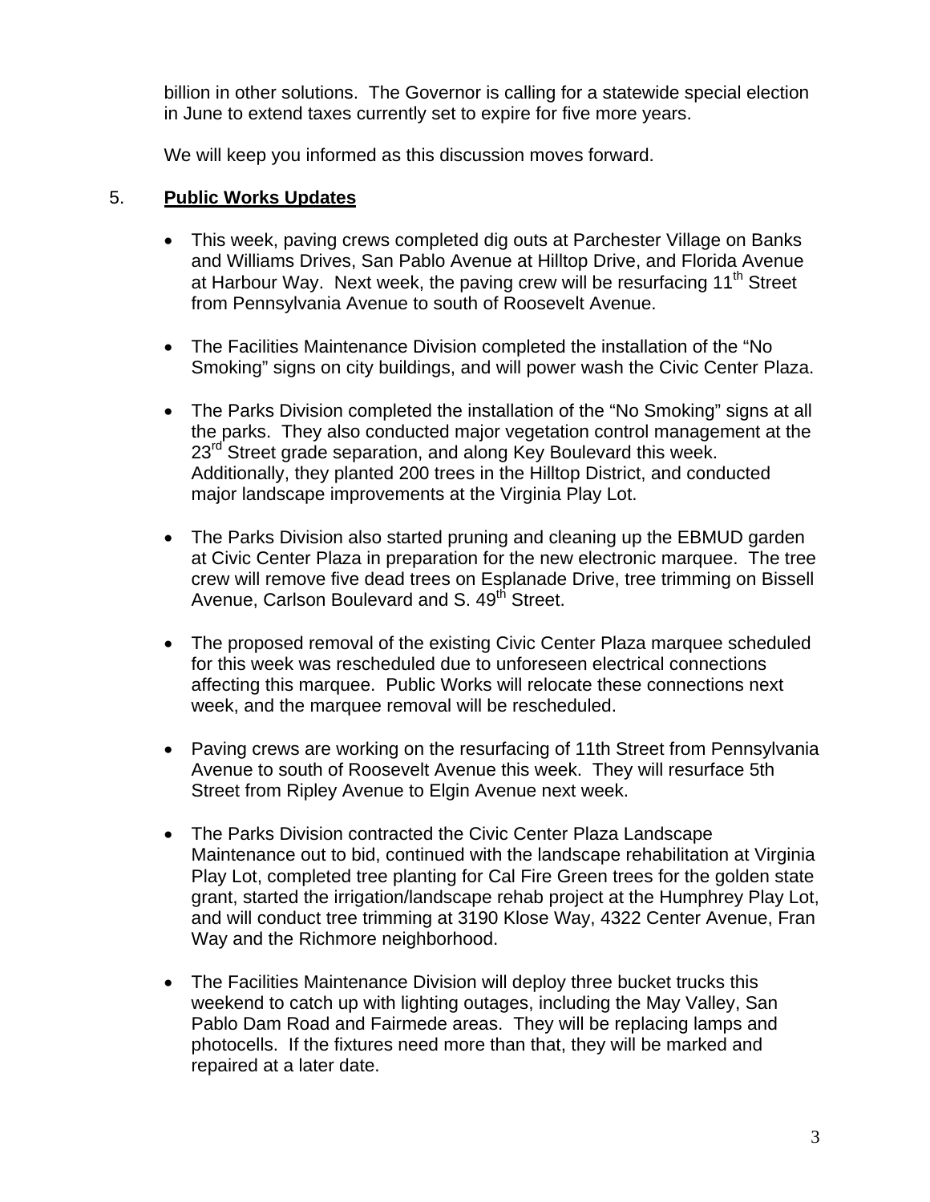billion in other solutions. The Governor is calling for a statewide special election in June to extend taxes currently set to expire for five more years.

We will keep you informed as this discussion moves forward.

5. **Public Works Updates**

- This week, paving crews completed dig outs at Parchester Village on Banks and Williams Drives, San Pablo Avenue at Hilltop Drive, and Florida Avenue at Harbour Way. Next week, the paving crew will be resurfacing 11th Street from Pennsylvania Avenue to south of Roosevelt Avenue.

- The Facilities Maintenance Division completed the installation of the "No Smoking" signs on city buildings, and will power wash the Civic Center Plaza.

- The Parks Division completed the installation of the "No Smoking" signs at all the parks. They also conducted major vegetation control management at the 23rd Street grade separation, and along Key Boulevard this week. Additionally, they planted 200 trees in the Hilltop District, and conducted major landscape improvements at the Virginia Play Lot.

- The Parks Division also started pruning and cleaning up the EBMUD garden at Civic Center Plaza in preparation for the new electronic marquee. The tree crew will remove five dead trees on Esplanade Drive, tree trimming on Bissell Avenue, Carlson Boulevard and S. 49th Street.

- The proposed removal of the existing Civic Center Plaza marquee scheduled for this week was rescheduled due to unforeseen electrical connections affecting this marquee. Public Works will relocate these connections next week, and the marquee removal will be rescheduled.

- Paving crews are working on the resurfacing of 11th Street from Pennsylvania Avenue to south of Roosevelt Avenue this week. They will resurface 5th Street from Ripley Avenue to Elgin Avenue next week.

- The Parks Division contracted the Civic Center Plaza Landscape Maintenance out to bid, continued with the landscape rehabilitation at Virginia Play Lot, completed tree planting for Cal Fire Green trees for the golden state grant, started the irrigation/landscape rehab project at the Humphrey Play Lot, and will conduct tree trimming at 3190 Klose Way, 4322 Center Avenue, Fran Way and the Richmore neighborhood.

- The Facilities Maintenance Division will deploy three bucket trucks this weekend to catch up with lighting outages, including the May Valley, San Pablo Dam Road and Fairmede areas. They will be replacing lamps and photocells. If the fixtures need more than that, they will be marked and repaired at a later date.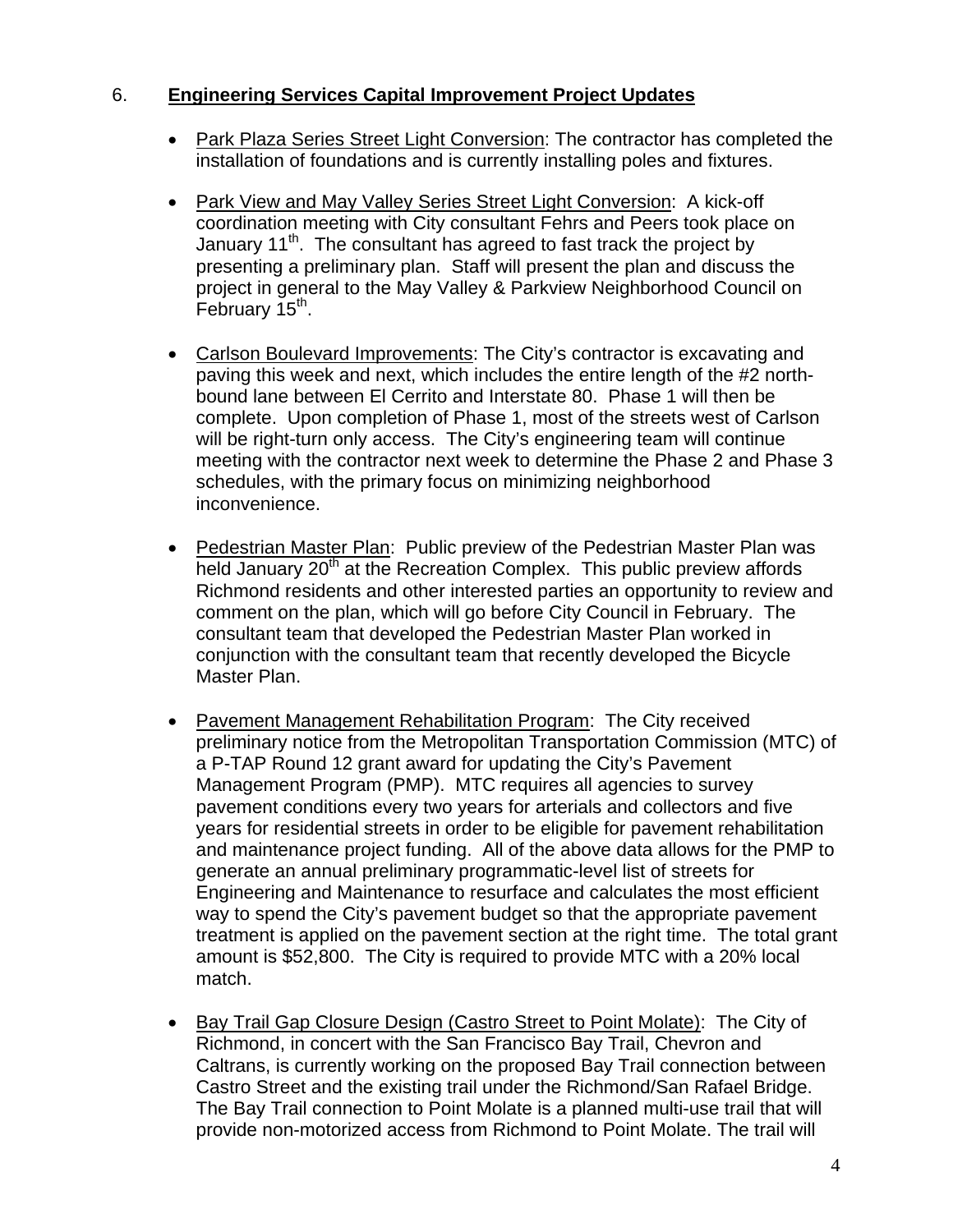6. **Engineering Services Capital Improvement Project Updates**

- Park Plaza Series Street Light Conversion: The contractor has completed the installation of foundations and is currently installing poles and fixtures.

- Park View and May Valley Series Street Light Conversion: A kick-off coordination meeting with City consultant Fehrs and Peers took place on January 11th. The consultant has agreed to fast track the project by presenting a preliminary plan. Staff will present the plan and discuss the project in general to the May Valley & Parkview Neighborhood Council on February 15th.

- Carlson Boulevard Improvements: The City's contractor is excavating and paving this week and next, which includes the entire length of the #2 north-bound lane between El Cerrito and Interstate 80. Phase 1 will then be complete. Upon completion of Phase 1, most of the streets west of Carlson will be right-turn only access. The City's engineering team will continue meeting with the contractor next week to determine the Phase 2 and Phase 3 schedules, with the primary focus on minimizing neighborhood inconvenience.

- Pedestrian Master Plan: Public preview of the Pedestrian Master Plan was held January 20th at the Recreation Complex. This public preview affords Richmond residents and other interested parties an opportunity to review and comment on the plan, which will go before City Council in February. The consultant team that developed the Pedestrian Master Plan worked in conjunction with the consultant team that recently developed the Bicycle Master Plan.

- Pavement Management Rehabilitation Program: The City received preliminary notice from the Metropolitan Transportation Commission (MTC) of a P-TAP Round 12 grant award for updating the City's Pavement Management Program (PMP). MTC requires all agencies to survey pavement conditions every two years for arterials and collectors and five years for residential streets in order to be eligible for pavement rehabilitation and maintenance project funding. All of the above data allows for the PMP to generate an annual preliminary programmatic-level list of streets for Engineering and Maintenance to resurface and calculates the most efficient way to spend the City's pavement budget so that the appropriate pavement treatment is applied on the pavement section at the right time. The total grant amount is $52,800. The City is required to provide MTC with a 20% local match.

- Bay Trail Gap Closure Design (Castro Street to Point Molate): The City of Richmond, in concert with the San Francisco Bay Trail, Chevron and Caltrans, is currently working on the proposed Bay Trail connection between Castro Street and the existing trail under the Richmond/San Rafael Bridge. The Bay Trail connection to Point Molate is a planned multi-use trail that will provide non-motorized access from Richmond to Point Molate. The trail will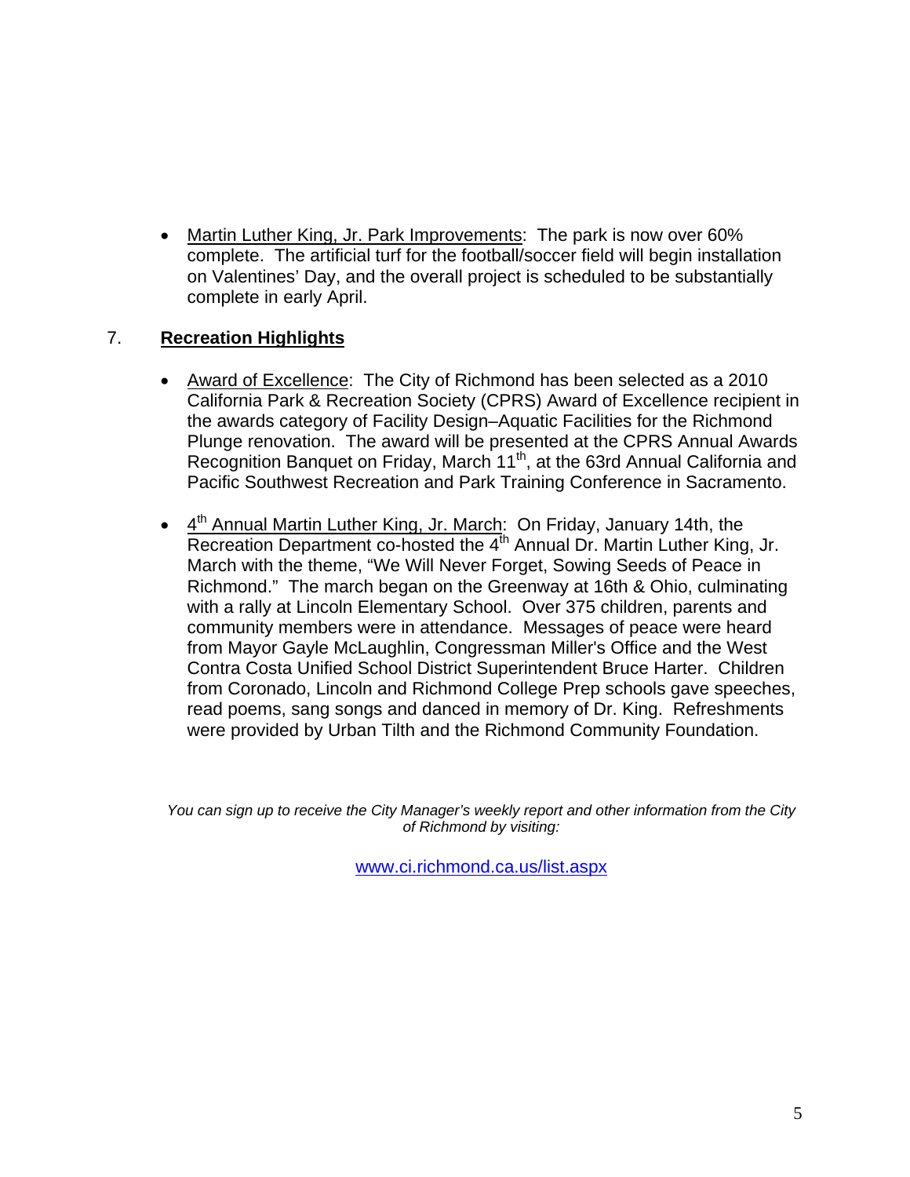- Martin Luther King, Jr. Park Improvements: The park is now over 60% complete. The artificial turf for the football/soccer field will begin installation on Valentines' Day, and the overall project is scheduled to be substantially complete in early April.

## 7. **Recreation Highlights**

- Award of Excellence: The City of Richmond has been selected as a 2010 California Park & Recreation Society (CPRS) Award of Excellence recipient in the awards category of Facility Design–Aquatic Facilities for the Richmond Plunge renovation. The award will be presented at the CPRS Annual Awards Recognition Banquet on Friday, March 11th, at the 63rd Annual California and Pacific Southwest Recreation and Park Training Conference in Sacramento.

- 4th Annual Martin Luther King, Jr. March: On Friday, January 14th, the Recreation Department co-hosted the 4th Annual Dr. Martin Luther King, Jr. March with the theme, "We Will Never Forget, Sowing Seeds of Peace in Richmond." The march began on the Greenway at 16th & Ohio, culminating with a rally at Lincoln Elementary School. Over 375 children, parents and community members were in attendance. Messages of peace were heard from Mayor Gayle McLaughlin, Congressman Miller's Office and the West Contra Costa Unified School District Superintendent Bruce Harter. Children from Coronado, Lincoln and Richmond College Prep schools gave speeches, read poems, sang songs and danced in memory of Dr. King. Refreshments were provided by Urban Tilth and the Richmond Community Foundation.

*You can sign up to receive the City Manager's weekly report and other information from the City of Richmond by visiting:*

www.ci.richmond.ca.us/list.aspx